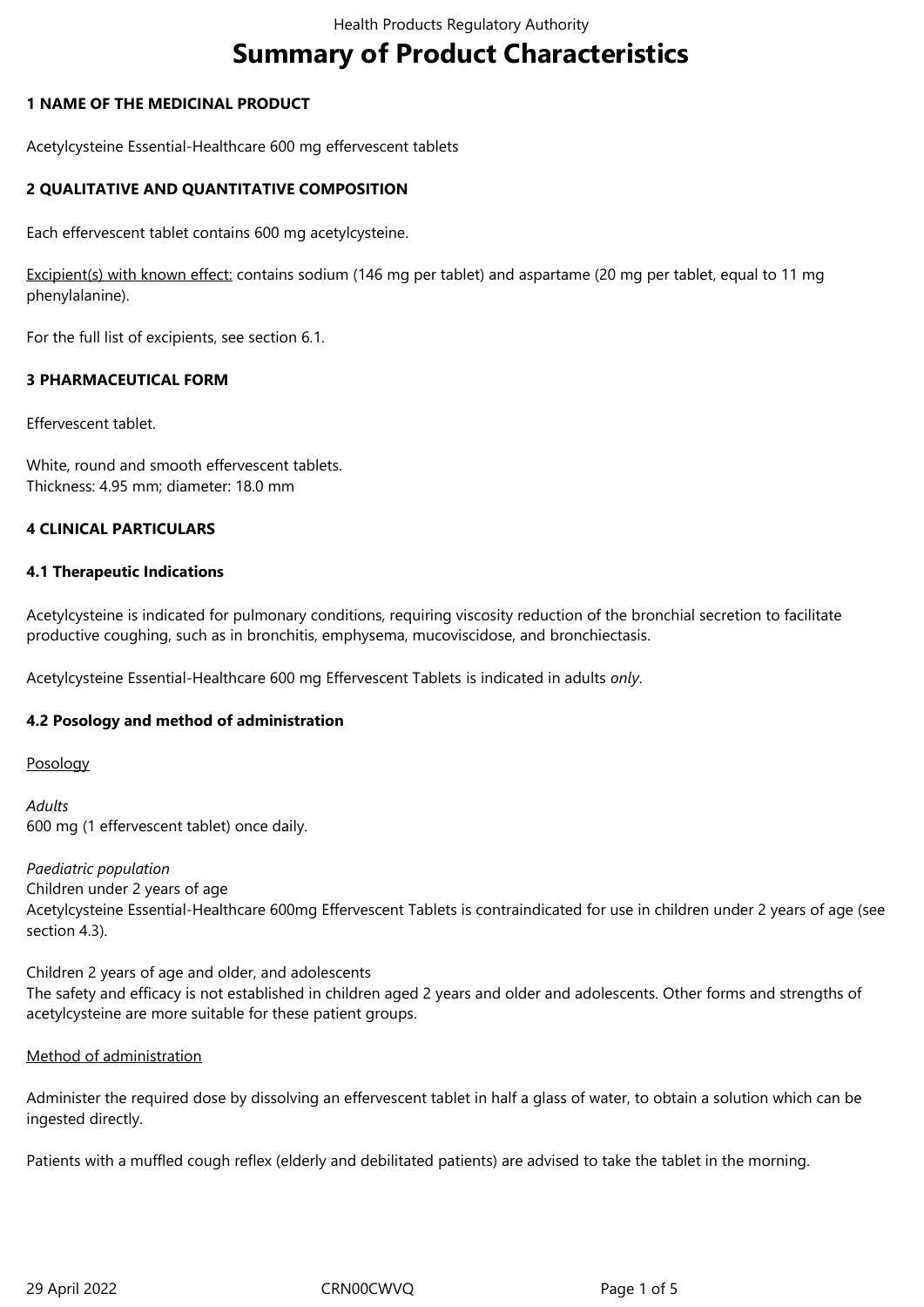# Summary of Product Characteristics

## 1 NAME OF THE MEDICINAL PRODUCT

Acetylcysteine Essential-Healthcare 600 mg effervescent tablets

## 2 QUALITATIVE AND QUANTITATIVE COMPOSITION

Each effervescent tablet contains 600 mg acetylcysteine.

Excipient(s) with known effect: contains sodium (146 mg per tablet) and aspartame (20 mg per tablet, equal to 11 mg phenylalanine).

For the full list of excipients, see section 6.1.

## 3 PHARMACEUTICAL FORM

Effervescent tablet.

White, round and smooth effervescent tablets.
Thickness: 4.95 mm; diameter: 18.0 mm

## 4 CLINICAL PARTICULARS

### 4.1 Therapeutic Indications

Acetylcysteine is indicated for pulmonary conditions, requiring viscosity reduction of the bronchial secretion to facilitate productive coughing, such as in bronchitis, emphysema, mucoviscidose, and bronchiectasis.

Acetylcysteine Essential-Healthcare 600 mg Effervescent Tablets is indicated in adults *only*.

### 4.2 Posology and method of administration

Posology

*Adults*
600 mg (1 effervescent tablet) once daily.

*Paediatric population*
Children under 2 years of age
Acetylcysteine Essential-Healthcare 600mg Effervescent Tablets is contraindicated for use in children under 2 years of age (see section 4.3).

Children 2 years of age and older, and adolescents
The safety and efficacy is not established in children aged 2 years and older and adolescents. Other forms and strengths of acetylcysteine are more suitable for these patient groups.

Method of administration

Administer the required dose by dissolving an effervescent tablet in half a glass of water, to obtain a solution which can be ingested directly.

Patients with a muffled cough reflex (elderly and debilitated patients) are advised to take the tablet in the morning.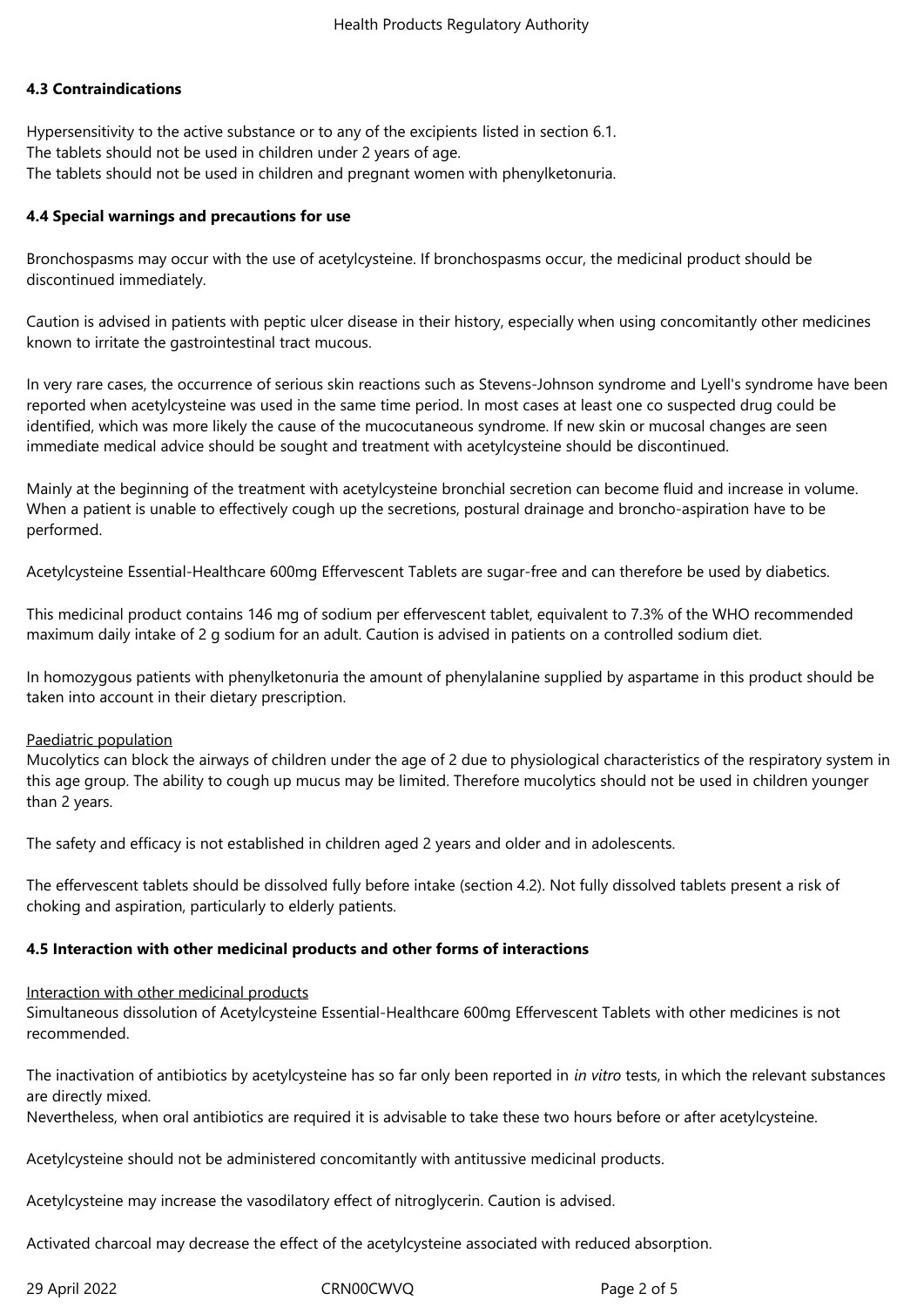### 4.3 Contraindications

Hypersensitivity to the active substance or to any of the excipients listed in section 6.1.
The tablets should not be used in children under 2 years of age.
The tablets should not be used in children and pregnant women with phenylketonuria.

### 4.4 Special warnings and precautions for use

Bronchospasms may occur with the use of acetylcysteine. If bronchospasms occur, the medicinal product should be discontinued immediately.

Caution is advised in patients with peptic ulcer disease in their history, especially when using concomitantly other medicines known to irritate the gastrointestinal tract mucous.

In very rare cases, the occurrence of serious skin reactions such as Stevens-Johnson syndrome and Lyell's syndrome have been reported when acetylcysteine was used in the same time period. In most cases at least one co suspected drug could be identified, which was more likely the cause of the mucocutaneous syndrome. If new skin or mucosal changes are seen immediate medical advice should be sought and treatment with acetylcysteine should be discontinued.

Mainly at the beginning of the treatment with acetylcysteine bronchial secretion can become fluid and increase in volume. When a patient is unable to effectively cough up the secretions, postural drainage and broncho-aspiration have to be performed.

Acetylcysteine Essential-Healthcare 600mg Effervescent Tablets are sugar-free and can therefore be used by diabetics.

This medicinal product contains 146 mg of sodium per effervescent tablet, equivalent to 7.3% of the WHO recommended maximum daily intake of 2 g sodium for an adult. Caution is advised in patients on a controlled sodium diet.

In homozygous patients with phenylketonuria the amount of phenylalanine supplied by aspartame in this product should be taken into account in their dietary prescription.

Paediatric population

Mucolytics can block the airways of children under the age of 2 due to physiological characteristics of the respiratory system in this age group. The ability to cough up mucus may be limited. Therefore mucolytics should not be used in children younger than 2 years.

The safety and efficacy is not established in children aged 2 years and older and in adolescents.

The effervescent tablets should be dissolved fully before intake (section 4.2). Not fully dissolved tablets present a risk of choking and aspiration, particularly to elderly patients.

### 4.5 Interaction with other medicinal products and other forms of interactions

Interaction with other medicinal products

Simultaneous dissolution of Acetylcysteine Essential-Healthcare 600mg Effervescent Tablets with other medicines is not recommended.

The inactivation of antibiotics by acetylcysteine has so far only been reported in *in vitro* tests, in which the relevant substances are directly mixed.
Nevertheless, when oral antibiotics are required it is advisable to take these two hours before or after acetylcysteine.

Acetylcysteine should not be administered concomitantly with antitussive medicinal products.

Acetylcysteine may increase the vasodilatory effect of nitroglycerin. Caution is advised.

Activated charcoal may decrease the effect of the acetylcysteine associated with reduced absorption.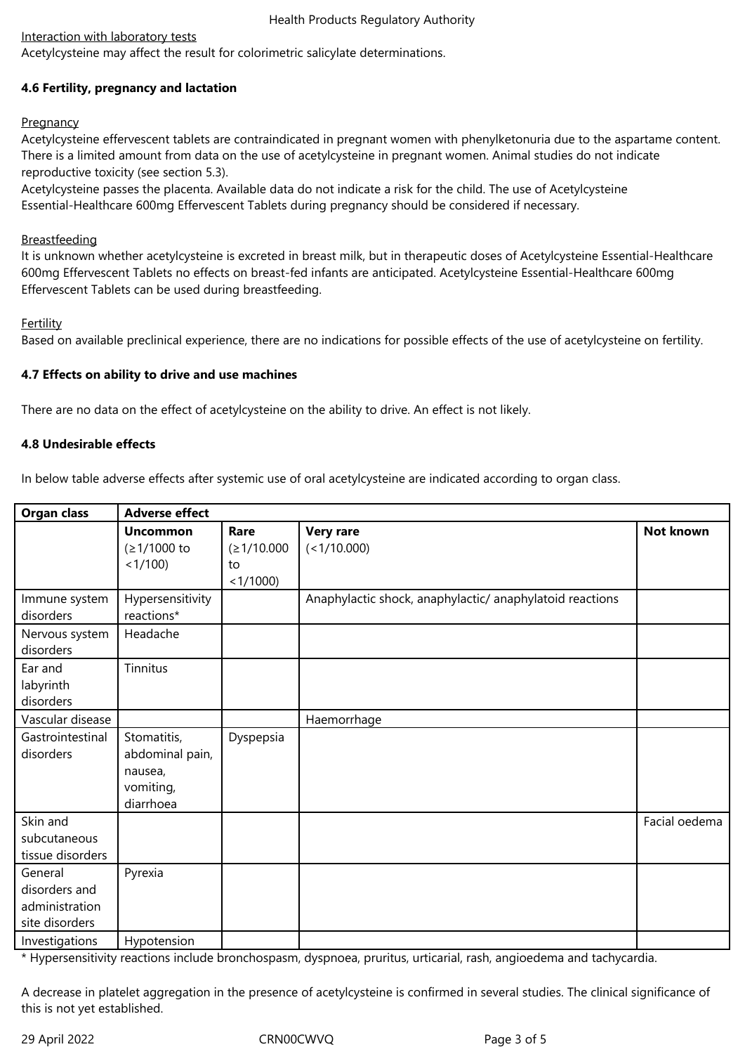Interaction with laboratory tests

Acetylcysteine may affect the result for colorimetric salicylate determinations.

### 4.6 Fertility, pregnancy and lactation

Pregnancy

Acetylcysteine effervescent tablets are contraindicated in pregnant women with phenylketonuria due to the aspartame content. There is a limited amount from data on the use of acetylcysteine in pregnant women. Animal studies do not indicate reproductive toxicity (see section 5.3).

Acetylcysteine passes the placenta. Available data do not indicate a risk for the child. The use of Acetylcysteine Essential-Healthcare 600mg Effervescent Tablets during pregnancy should be considered if necessary.

Breastfeeding

It is unknown whether acetylcysteine is excreted in breast milk, but in therapeutic doses of Acetylcysteine Essential-Healthcare 600mg Effervescent Tablets no effects on breast-fed infants are anticipated. Acetylcysteine Essential-Healthcare 600mg Effervescent Tablets can be used during breastfeeding.

Fertility

Based on available preclinical experience, there are no indications for possible effects of the use of acetylcysteine on fertility.

### 4.7 Effects on ability to drive and use machines

There are no data on the effect of acetylcysteine on the ability to drive. An effect is not likely.

### 4.8 Undesirable effects

In below table adverse effects after systemic use of oral acetylcysteine are indicated according to organ class.

| **Organ class** | **Adverse effect** | | | |
|---|---|---|---|---|
| | **Uncommon** (≥1/1000 to <1/100) | **Rare** (≥1/10.000 to <1/1000) | **Very rare** (<1/10.000) | **Not known** |
| Immune system disorders | Hypersensitivity reactions* | | Anaphylactic shock, anaphylactic/ anaphylatoid reactions | |
| Nervous system disorders | Headache | | | |
| Ear and labyrinth disorders | Tinnitus | | | |
| Vascular disease | | | Haemorrhage | |
| Gastrointestinal disorders | Stomatitis, abdominal pain, nausea, vomiting, diarrhoea | Dyspepsia | | |
| Skin and subcutaneous tissue disorders | | | | Facial oedema |
| General disorders and administration site disorders | Pyrexia | | | |
| Investigations | Hypotension | | | |

* Hypersensitivity reactions include bronchospasm, dyspnoea, pruritus, urticarial, rash, angioedema and tachycardia.

A decrease in platelet aggregation in the presence of acetylcysteine is confirmed in several studies. The clinical significance of this is not yet established.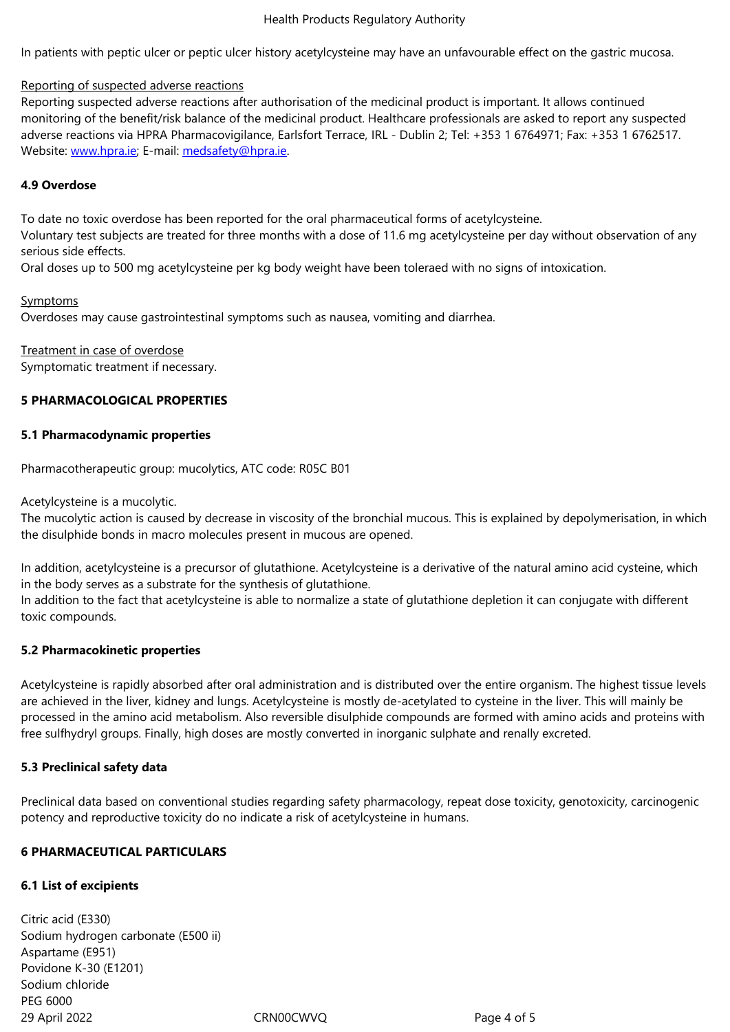In patients with peptic ulcer or peptic ulcer history acetylcysteine may have an unfavourable effect on the gastric mucosa.

Reporting of suspected adverse reactions

Reporting suspected adverse reactions after authorisation of the medicinal product is important. It allows continued monitoring of the benefit/risk balance of the medicinal product. Healthcare professionals are asked to report any suspected adverse reactions via HPRA Pharmacovigilance, Earlsfort Terrace, IRL - Dublin 2; Tel: +353 1 6764971; Fax: +353 1 6762517. Website: www.hpra.ie; E-mail: medsafety@hpra.ie.

**4.9 Overdose**

To date no toxic overdose has been reported for the oral pharmaceutical forms of acetylcysteine.
Voluntary test subjects are treated for three months with a dose of 11.6 mg acetylcysteine per day without observation of any serious side effects.
Oral doses up to 500 mg acetylcysteine per kg body weight have been toleraed with no signs of intoxication.

Symptoms

Overdoses may cause gastrointestinal symptoms such as nausea, vomiting and diarrhea.

Treatment in case of overdose

Symptomatic treatment if necessary.

**5 PHARMACOLOGICAL PROPERTIES**

**5.1 Pharmacodynamic properties**

Pharmacotherapeutic group: mucolytics, ATC code: R05C B01

Acetylcysteine is a mucolytic.
The mucolytic action is caused by decrease in viscosity of the bronchial mucous. This is explained by depolymerisation, in which the disulphide bonds in macro molecules present in mucous are opened.

In addition, acetylcysteine is a precursor of glutathione. Acetylcysteine is a derivative of the natural amino acid cysteine, which in the body serves as a substrate for the synthesis of glutathione.
In addition to the fact that acetylcysteine is able to normalize a state of glutathione depletion it can conjugate with different toxic compounds.

**5.2 Pharmacokinetic properties**

Acetylcysteine is rapidly absorbed after oral administration and is distributed over the entire organism. The highest tissue levels are achieved in the liver, kidney and lungs. Acetylcysteine is mostly de-acetylated to cysteine in the liver. This will mainly be processed in the amino acid metabolism. Also reversible disulphide compounds are formed with amino acids and proteins with free sulfhydryl groups. Finally, high doses are mostly converted in inorganic sulphate and renally excreted.

**5.3 Preclinical safety data**

Preclinical data based on conventional studies regarding safety pharmacology, repeat dose toxicity, genotoxicity, carcinogenic potency and reproductive toxicity do no indicate a risk of acetylcysteine in humans.

**6 PHARMACEUTICAL PARTICULARS**

**6.1 List of excipients**

Citric acid (E330)
Sodium hydrogen carbonate (E500 ii)
Aspartame (E951)
Povidone K-30 (E1201)
Sodium chloride
PEG 6000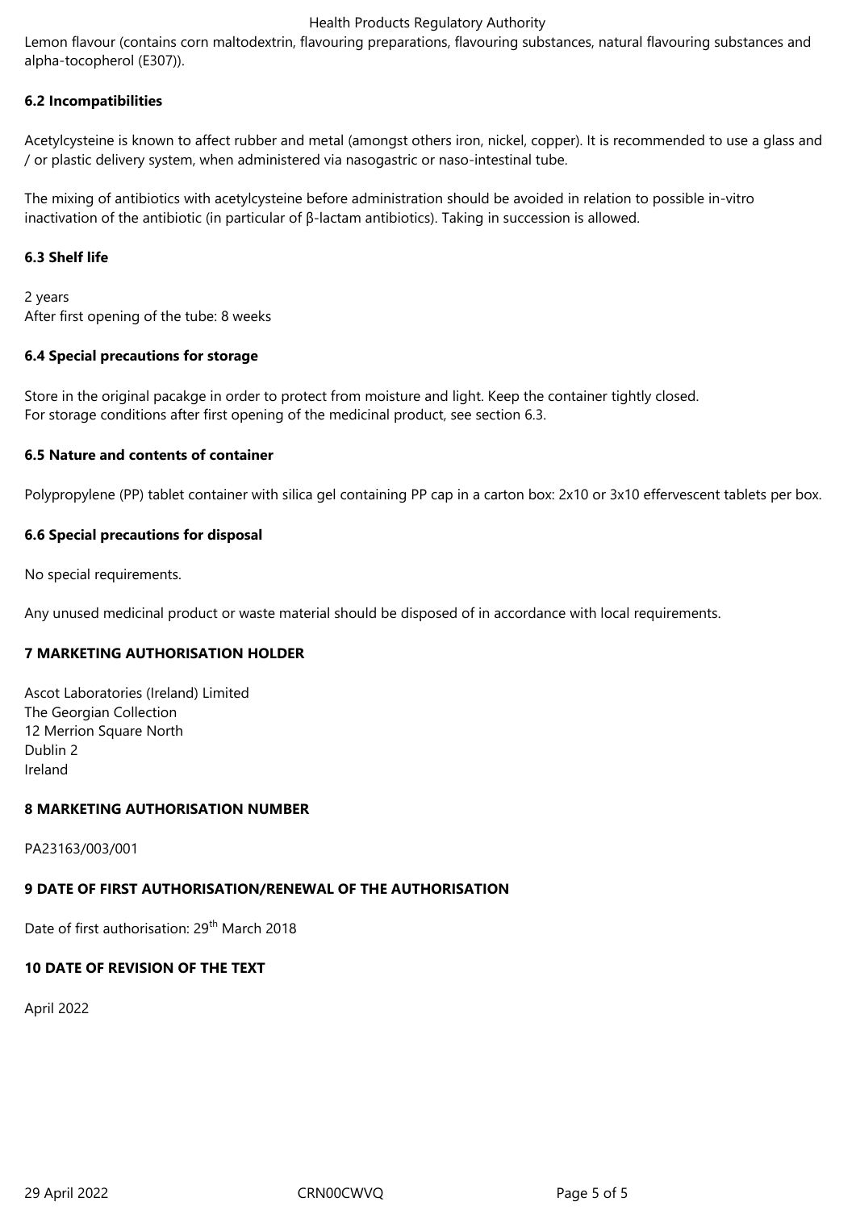Lemon flavour (contains corn maltodextrin, flavouring preparations, flavouring substances, natural flavouring substances and alpha-tocopherol (E307)).

### 6.2 Incompatibilities

Acetylcysteine is known to affect rubber and metal (amongst others iron, nickel, copper). It is recommended to use a glass and / or plastic delivery system, when administered via nasogastric or naso-intestinal tube.

The mixing of antibiotics with acetylcysteine before administration should be avoided in relation to possible in-vitro inactivation of the antibiotic (in particular of β-lactam antibiotics). Taking in succession is allowed.

### 6.3 Shelf life

2 years
After first opening of the tube: 8 weeks

### 6.4 Special precautions for storage

Store in the original pacakge in order to protect from moisture and light. Keep the container tightly closed.
For storage conditions after first opening of the medicinal product, see section 6.3.

### 6.5 Nature and contents of container

Polypropylene (PP) tablet container with silica gel containing PP cap in a carton box: 2x10 or 3x10 effervescent tablets per box.

### 6.6 Special precautions for disposal

No special requirements.

Any unused medicinal product or waste material should be disposed of in accordance with local requirements.

## 7 MARKETING AUTHORISATION HOLDER

Ascot Laboratories (Ireland) Limited
The Georgian Collection
12 Merrion Square North
Dublin 2
Ireland

## 8 MARKETING AUTHORISATION NUMBER

PA23163/003/001

## 9 DATE OF FIRST AUTHORISATION/RENEWAL OF THE AUTHORISATION

Date of first authorisation: 29th March 2018

## 10 DATE OF REVISION OF THE TEXT

April 2022